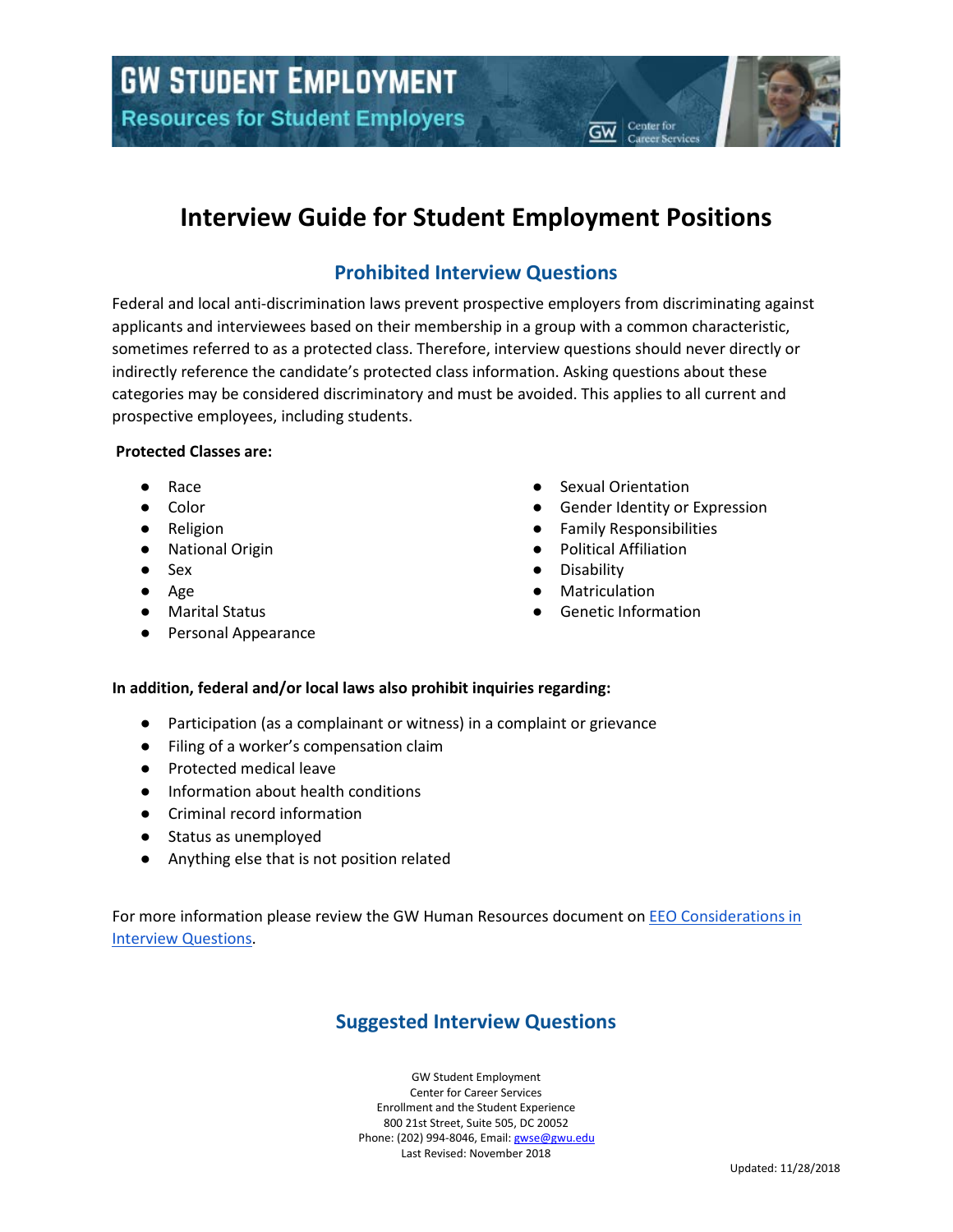# GW STUDENT EMPLOYMENT

**Resources for Student Employers**

# Interview Guide for Student Employment Positions

## Prohibited Interview Questions

Federal and local anti-discrimination laws prevent prospective employers from discriminating against applicants and interviewees based on their membership in a group with a common characteristic, sometimes referred to as a protected class. Therefore, interview questions should never directly or indirectly reference the candidate's protected class information. Asking questions about these categories may be considered discriminatory and must be avoided. This applies to all current and prospective employees, including students.

**Protected Classes are:**

- Race
- Color
- Religion
- National Origin
- Sex
- Age
- Marital Status
- Personal Appearance
- Sexual Orientation
- Gender Identity or Expression
- Family Responsibilities
- Political Affiliation
- Disability
- Matriculation
- Genetic Information

**In addition, federal and/or local laws also prohibit inquiries regarding:**

- Participation (as a complainant or witness) in a complaint or grievance
- Filing of a worker's compensation claim
- Protected medical leave
- Information about health conditions
- Criminal record information
- Status as unemployed
- Anything else that is not position related

For more information please review the GW Human Resources document on [EEO Considerations in Interview Questions](EEO Considerations in Interview Questions).

## Suggested Interview Questions

GW Student Employment
Center for Career Services
Enrollment and the Student Experience
800 21st Street, Suite 505, DC 20052
Phone: (202) 994-8046, Email: gwse@gwu.edu
Last Revised: November 2018

Updated: 11/28/2018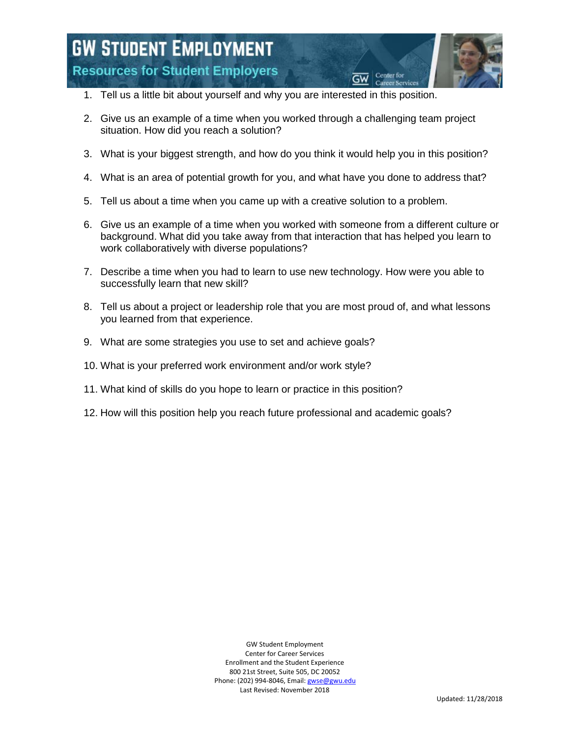# GW STUDENT EMPLOYMENT

## Resources for Student Employers

GW Center for Career Services

1. Tell us a little bit about yourself and why you are interested in this position.

2. Give us an example of a time when you worked through a challenging team project situation. How did you reach a solution?

3. What is your biggest strength, and how do you think it would help you in this position?

4. What is an area of potential growth for you, and what have you done to address that?

5. Tell us about a time when you came up with a creative solution to a problem.

6. Give us an example of a time when you worked with someone from a different culture or background. What did you take away from that interaction that has helped you learn to work collaboratively with diverse populations?

7. Describe a time when you had to learn to use new technology. How were you able to successfully learn that new skill?

8. Tell us about a project or leadership role that you are most proud of, and what lessons you learned from that experience.

9. What are some strategies you use to set and achieve goals?

10. What is your preferred work environment and/or work style?

11. What kind of skills do you hope to learn or practice in this position?

12. How will this position help you reach future professional and academic goals?

GW Student Employment
Center for Career Services
Enrollment and the Student Experience
800 21st Street, Suite 505, DC 20052
Phone: (202) 994-8046, Email: gwse@gwu.edu
Last Revised: November 2018

Updated: 11/28/2018